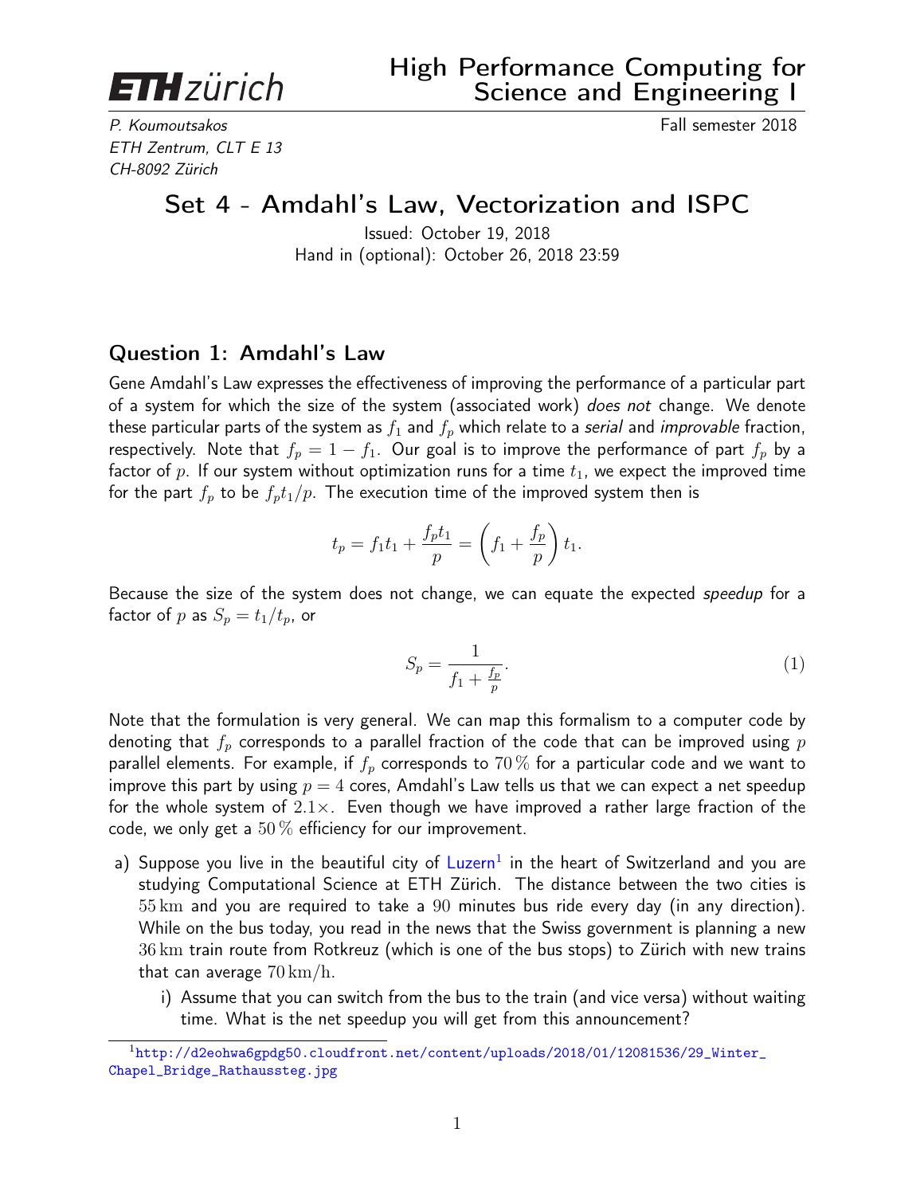ETH zürich

# High Performance Computing for Science and Engineering I

*P. Koumoutsakos*
*ETH Zentrum, CLT E 13*
*CH-8092 Zürich*

Fall semester 2018

## Set 4 - Amdahl's Law, Vectorization and ISPC

Issued: October 19, 2018
Hand in (optional): October 26, 2018 23:59

### Question 1: Amdahl's Law

Gene Amdahl's Law expresses the effectiveness of improving the performance of a particular part of a system for which the size of the system (associated work) *does not* change. We denote these particular parts of the system as $f_1$ and $f_p$ which relate to a *serial* and *improvable* fraction, respectively. Note that $f_p = 1 - f_1$. Our goal is to improve the performance of part $f_p$ by a factor of $p$. If our system without optimization runs for a time $t_1$, we expect the improved time for the part $f_p$ to be $f_p t_1/p$. The execution time of the improved system then is

$$t_p = f_1 t_1 + \frac{f_p t_1}{p} = \left(f_1 + \frac{f_p}{p}\right) t_1.$$

Because the size of the system does not change, we can equate the expected *speedup* for a factor of $p$ as $S_p = t_1/t_p$, or

$$S_p = \frac{1}{f_1 + \frac{f_p}{p}}. \tag{1}$$

Note that the formulation is very general. We can map this formalism to a computer code by denoting that $f_p$ corresponds to a parallel fraction of the code that can be improved using $p$ parallel elements. For example, if $f_p$ corresponds to $70\,\%$ for a particular code and we want to improve this part by using $p = 4$ cores, Amdahl's Law tells us that we can expect a net speedup for the whole system of $2.1\times$. Even though we have improved a rather large fraction of the code, we only get a $50\,\%$ efficiency for our improvement.

a) Suppose you live in the beautiful city of Luzern[1] in the heart of Switzerland and you are studying Computational Science at ETH Zürich. The distance between the two cities is $55\,\mathrm{km}$ and you are required to take a $90$ minutes bus ride every day (in any direction). While on the bus today, you read in the news that the Swiss government is planning a new $36\,\mathrm{km}$ train route from Rotkreuz (which is one of the bus stops) to Zürich with new trains that can average $70\,\mathrm{km/h}$.

   i) Assume that you can switch from the bus to the train (and vice versa) without waiting time. What is the net speedup you will get from this announcement?

[1] http://d2eohwa6gpdg50.cloudfront.net/content/uploads/2018/01/12081536/29_Winter_Chapel_Bridge_Rathaussteg.jpg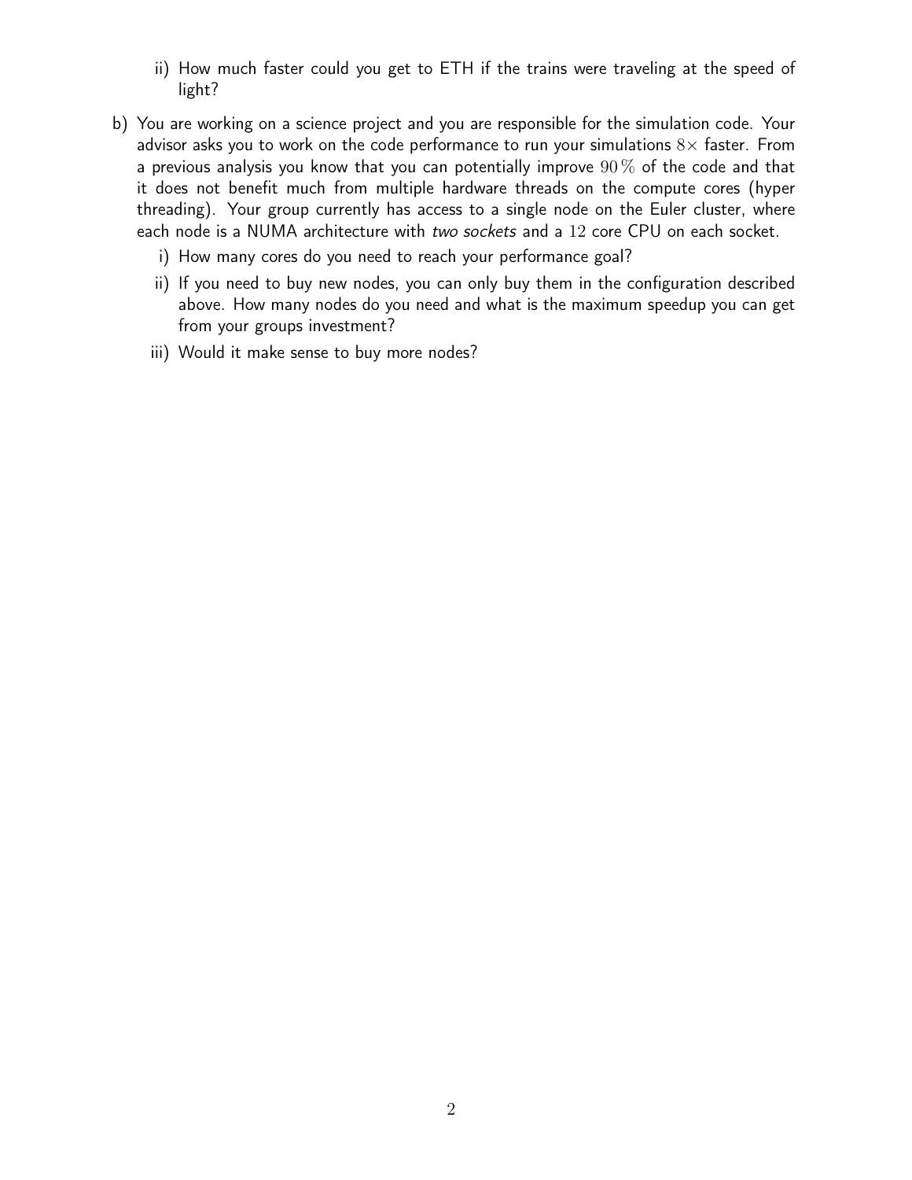ii) How much faster could you get to ETH if the trains were traveling at the speed of light?

b) You are working on a science project and you are responsible for the simulation code. Your advisor asks you to work on the code performance to run your simulations $8\times$ faster. From a previous analysis you know that you can potentially improve $90\,\%$ of the code and that it does not benefit much from multiple hardware threads on the compute cores (hyper threading). Your group currently has access to a single node on the Euler cluster, where each node is a NUMA architecture with *two sockets* and a $12$ core CPU on each socket.

   i) How many cores do you need to reach your performance goal?

   ii) If you need to buy new nodes, you can only buy them in the configuration described above. How many nodes do you need and what is the maximum speedup you can get from your groups investment?

   iii) Would it make sense to buy more nodes?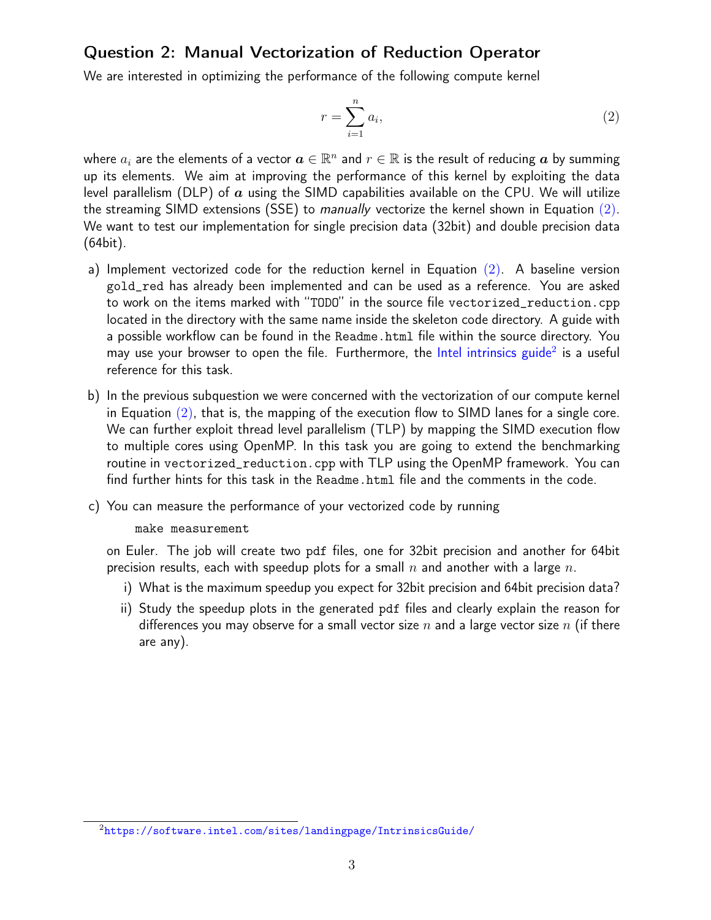## Question 2: Manual Vectorization of Reduction Operator

We are interested in optimizing the performance of the following compute kernel

$$r = \sum_{i=1}^{n} a_i, \tag{2}$$

where $a_i$ are the elements of a vector $\boldsymbol{a} \in \mathbb{R}^n$ and $r \in \mathbb{R}$ is the result of reducing $\boldsymbol{a}$ by summing up its elements. We aim at improving the performance of this kernel by exploiting the data level parallelism (DLP) of $\boldsymbol{a}$ using the SIMD capabilities available on the CPU. We will utilize the streaming SIMD extensions (SSE) to *manually* vectorize the kernel shown in Equation (2). We want to test our implementation for single precision data (32bit) and double precision data (64bit).

a) Implement vectorized code for the reduction kernel in Equation (2). A baseline version `gold_red` has already been implemented and can be used as a reference. You are asked to work on the items marked with "`TODO`" in the source file `vectorized_reduction.cpp` located in the directory with the same name inside the skeleton code directory. A guide with a possible workflow can be found in the `Readme.html` file within the source directory. You may use your browser to open the file. Furthermore, the Intel intrinsics guide[2] is a useful reference for this task.

b) In the previous subquestion we were concerned with the vectorization of our compute kernel in Equation (2), that is, the mapping of the execution flow to SIMD lanes for a single core. We can further exploit thread level parallelism (TLP) by mapping the SIMD execution flow to multiple cores using OpenMP. In this task you are going to extend the benchmarking routine in `vectorized_reduction.cpp` with TLP using the OpenMP framework. You can find further hints for this task in the `Readme.html` file and the comments in the code.

c) You can measure the performance of your vectorized code by running

```
make measurement
```

on Euler. The job will create two `pdf` files, one for 32bit precision and another for 64bit precision results, each with speedup plots for a small $n$ and another with a large $n$.

   i) What is the maximum speedup you expect for 32bit precision and 64bit precision data?

   ii) Study the speedup plots in the generated `pdf` files and clearly explain the reason for differences you may observe for a small vector size $n$ and a large vector size $n$ (if there are any).

[2] https://software.intel.com/sites/landingpage/IntrinsicsGuide/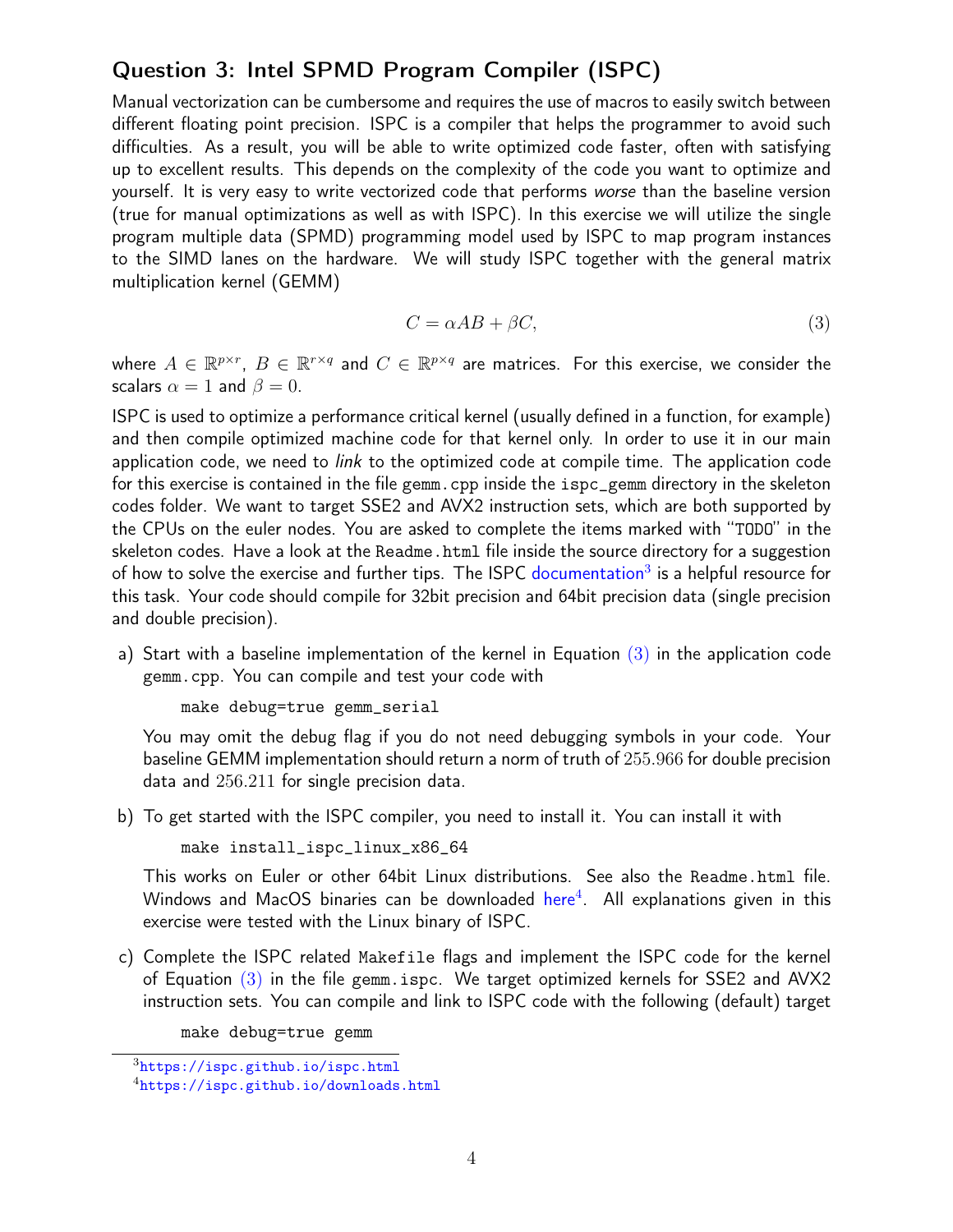## Question 3: Intel SPMD Program Compiler (ISPC)

Manual vectorization can be cumbersome and requires the use of macros to easily switch between different floating point precision. ISPC is a compiler that helps the programmer to avoid such difficulties. As a result, you will be able to write optimized code faster, often with satisfying up to excellent results. This depends on the complexity of the code you want to optimize and yourself. It is very easy to write vectorized code that performs *worse* than the baseline version (true for manual optimizations as well as with ISPC). In this exercise we will utilize the single program multiple data (SPMD) programming model used by ISPC to map program instances to the SIMD lanes on the hardware. We will study ISPC together with the general matrix multiplication kernel (GEMM)

$$C = \alpha AB + \beta C, \tag{3}$$

where $A \in \mathbb{R}^{p\times r}$, $B \in \mathbb{R}^{r\times q}$ and $C \in \mathbb{R}^{p\times q}$ are matrices. For this exercise, we consider the scalars $\alpha = 1$ and $\beta = 0$.

ISPC is used to optimize a performance critical kernel (usually defined in a function, for example) and then compile optimized machine code for that kernel only. In order to use it in our main application code, we need to *link* to the optimized code at compile time. The application code for this exercise is contained in the file `gemm.cpp` inside the `ispc_gemm` directory in the skeleton codes folder. We want to target SSE2 and AVX2 instruction sets, which are both supported by the CPUs on the euler nodes. You are asked to complete the items marked with "TODO" in the skeleton codes. Have a look at the `Readme.html` file inside the source directory for a suggestion of how to solve the exercise and further tips. The ISPC documentation[3] is a helpful resource for this task. Your code should compile for 32bit precision and 64bit precision data (single precision and double precision).

a) Start with a baseline implementation of the kernel in Equation (3) in the application code `gemm.cpp`. You can compile and test your code with

```
make debug=true gemm_serial
```

You may omit the debug flag if you do not need debugging symbols in your code. Your baseline GEMM implementation should return a norm of truth of 255.966 for double precision data and 256.211 for single precision data.

b) To get started with the ISPC compiler, you need to install it. You can install it with

```
make install_ispc_linux_x86_64
```

This works on Euler or other 64bit Linux distributions. See also the `Readme.html` file. Windows and MacOS binaries can be downloaded here[4]. All explanations given in this exercise were tested with the Linux binary of ISPC.

c) Complete the ISPC related `Makefile` flags and implement the ISPC code for the kernel of Equation (3) in the file `gemm.ispc`. We target optimized kernels for SSE2 and AVX2 instruction sets. You can compile and link to ISPC code with the following (default) target

```
make debug=true gemm
```

[3] https://ispc.github.io/ispc.html

[4] https://ispc.github.io/downloads.html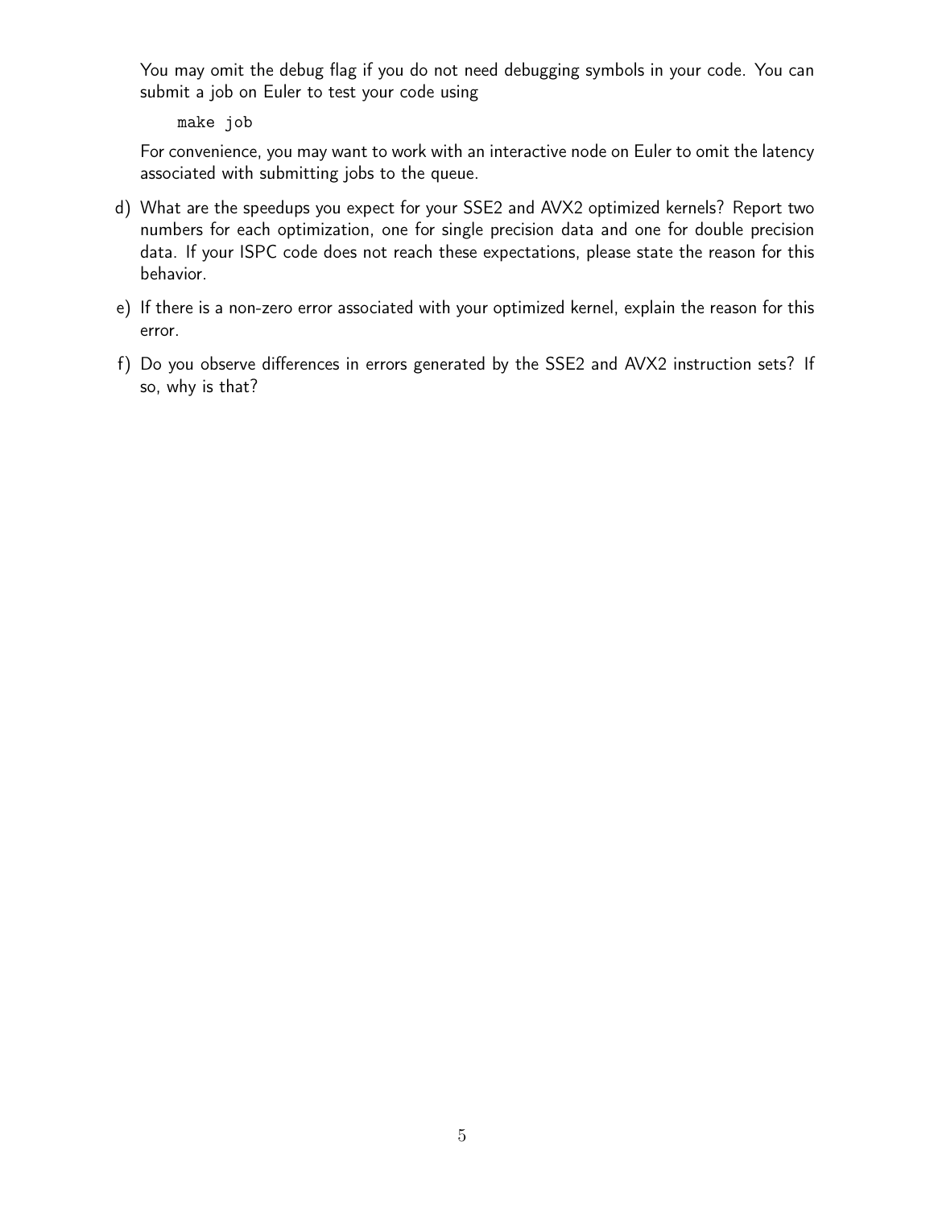You may omit the debug flag if you do not need debugging symbols in your code. You can submit a job on Euler to test your code using

```
make job
```

For convenience, you may want to work with an interactive node on Euler to omit the latency associated with submitting jobs to the queue.

d) What are the speedups you expect for your SSE2 and AVX2 optimized kernels? Report two numbers for each optimization, one for single precision data and one for double precision data. If your ISPC code does not reach these expectations, please state the reason for this behavior.

e) If there is a non-zero error associated with your optimized kernel, explain the reason for this error.

f) Do you observe differences in errors generated by the SSE2 and AVX2 instruction sets? If so, why is that?